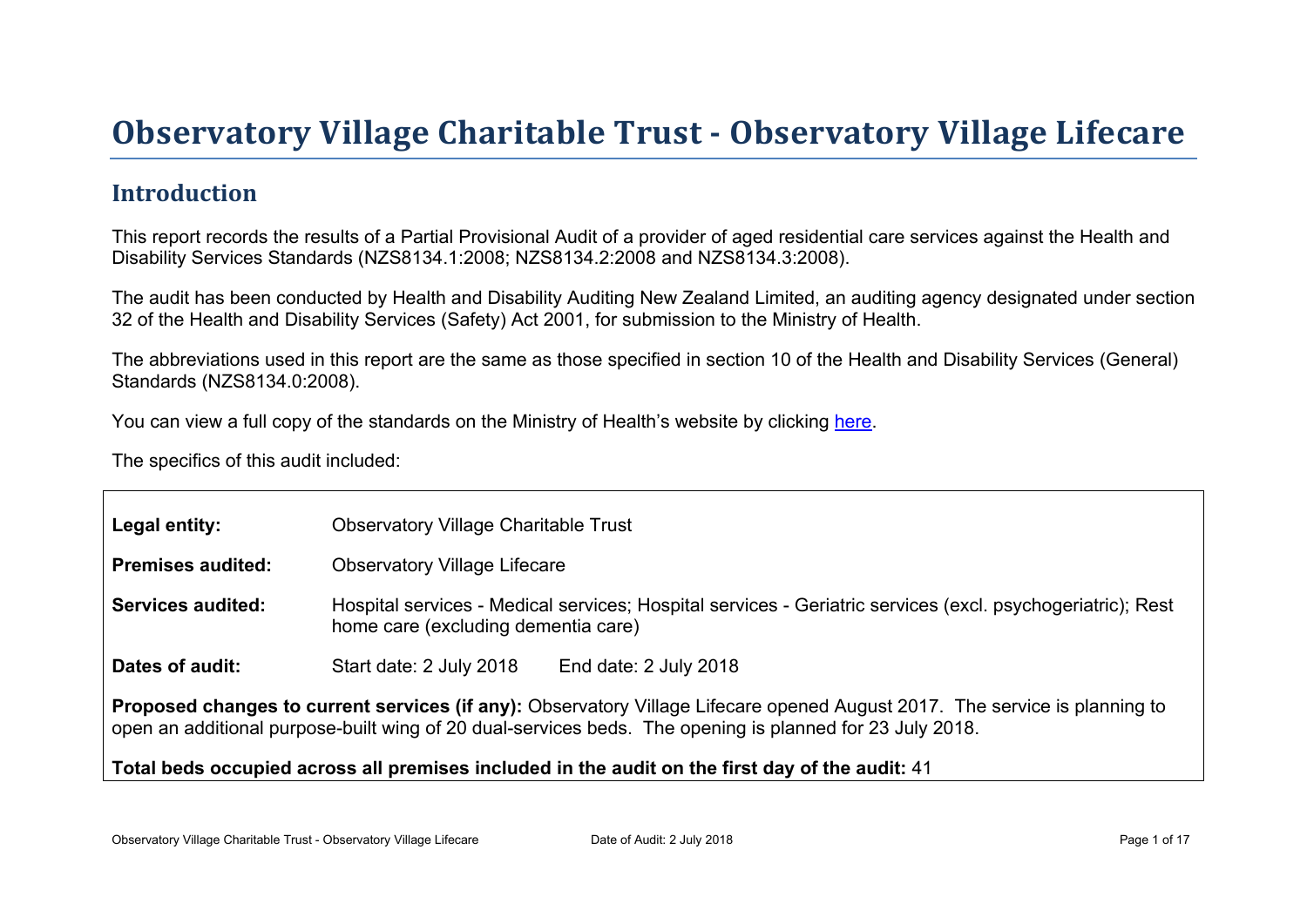# Observatory Village Charitable Trust - Observatory Village Lifecare

## Introduction

This report records the results of a Partial Provisional Audit of a provider of aged residential care services against the Health and Disability Services Standards (NZS8134.1:2008; NZS8134.2:2008 and NZS8134.3:2008).

The audit has been conducted by Health and Disability Auditing New Zealand Limited, an auditing agency designated under section 32 of the Health and Disability Services (Safety) Act 2001, for submission to the Ministry of Health.

The abbreviations used in this report are the same as those specified in section 10 of the Health and Disability Services (General) Standards (NZS8134.0:2008).

You can view a full copy of the standards on the Ministry of Health's website by clicking here.

The specifics of this audit included:

| | |
|---|---|
| **Legal entity:** | Observatory Village Charitable Trust |
| **Premises audited:** | Observatory Village Lifecare |
| **Services audited:** | Hospital services - Medical services; Hospital services - Geriatric services (excl. psychogeriatric); Rest home care (excluding dementia care) |
| **Dates of audit:** | Start date: 2 July 2018 End date: 2 July 2018 |

**Proposed changes to current services (if any):** Observatory Village Lifecare opened August 2017. The service is planning to open an additional purpose-built wing of 20 dual-services beds. The opening is planned for 23 July 2018.

**Total beds occupied across all premises included in the audit on the first day of the audit:** 41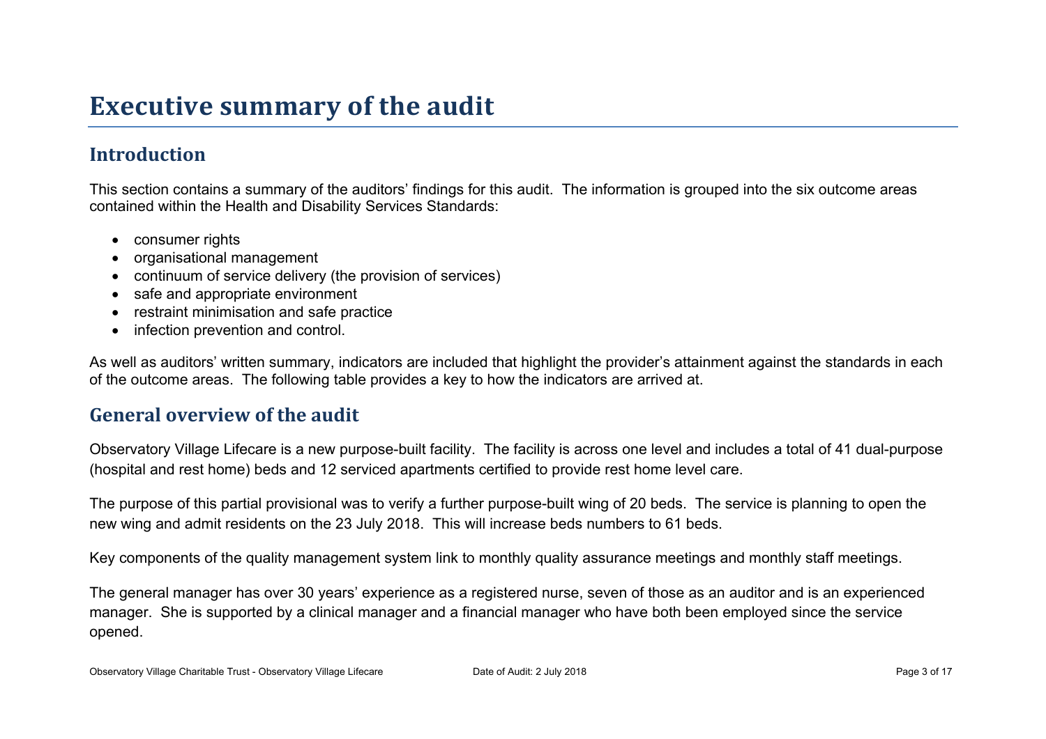# Executive summary of the audit

## Introduction

This section contains a summary of the auditors' findings for this audit. The information is grouped into the six outcome areas contained within the Health and Disability Services Standards:

- consumer rights
- organisational management
- continuum of service delivery (the provision of services)
- safe and appropriate environment
- restraint minimisation and safe practice
- infection prevention and control.

As well as auditors' written summary, indicators are included that highlight the provider's attainment against the standards in each of the outcome areas. The following table provides a key to how the indicators are arrived at.

## General overview of the audit

Observatory Village Lifecare is a new purpose-built facility. The facility is across one level and includes a total of 41 dual-purpose (hospital and rest home) beds and 12 serviced apartments certified to provide rest home level care.

The purpose of this partial provisional was to verify a further purpose-built wing of 20 beds. The service is planning to open the new wing and admit residents on the 23 July 2018. This will increase beds numbers to 61 beds.

Key components of the quality management system link to monthly quality assurance meetings and monthly staff meetings.

The general manager has over 30 years' experience as a registered nurse, seven of those as an auditor and is an experienced manager. She is supported by a clinical manager and a financial manager who have both been employed since the service opened.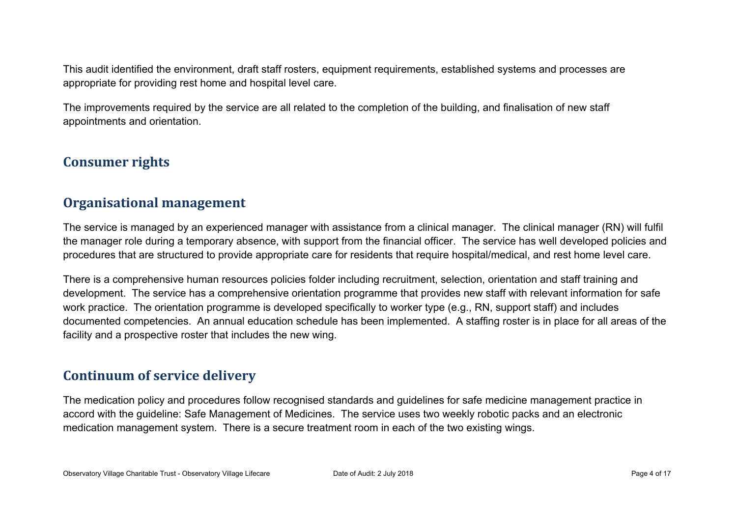This audit identified the environment, draft staff rosters, equipment requirements, established systems and processes are appropriate for providing rest home and hospital level care.

The improvements required by the service are all related to the completion of the building, and finalisation of new staff appointments and orientation.

## Consumer rights

## Organisational management

The service is managed by an experienced manager with assistance from a clinical manager. The clinical manager (RN) will fulfil the manager role during a temporary absence, with support from the financial officer. The service has well developed policies and procedures that are structured to provide appropriate care for residents that require hospital/medical, and rest home level care.

There is a comprehensive human resources policies folder including recruitment, selection, orientation and staff training and development. The service has a comprehensive orientation programme that provides new staff with relevant information for safe work practice. The orientation programme is developed specifically to worker type (e.g., RN, support staff) and includes documented competencies. An annual education schedule has been implemented. A staffing roster is in place for all areas of the facility and a prospective roster that includes the new wing.

## Continuum of service delivery

The medication policy and procedures follow recognised standards and guidelines for safe medicine management practice in accord with the guideline: Safe Management of Medicines. The service uses two weekly robotic packs and an electronic medication management system. There is a secure treatment room in each of the two existing wings.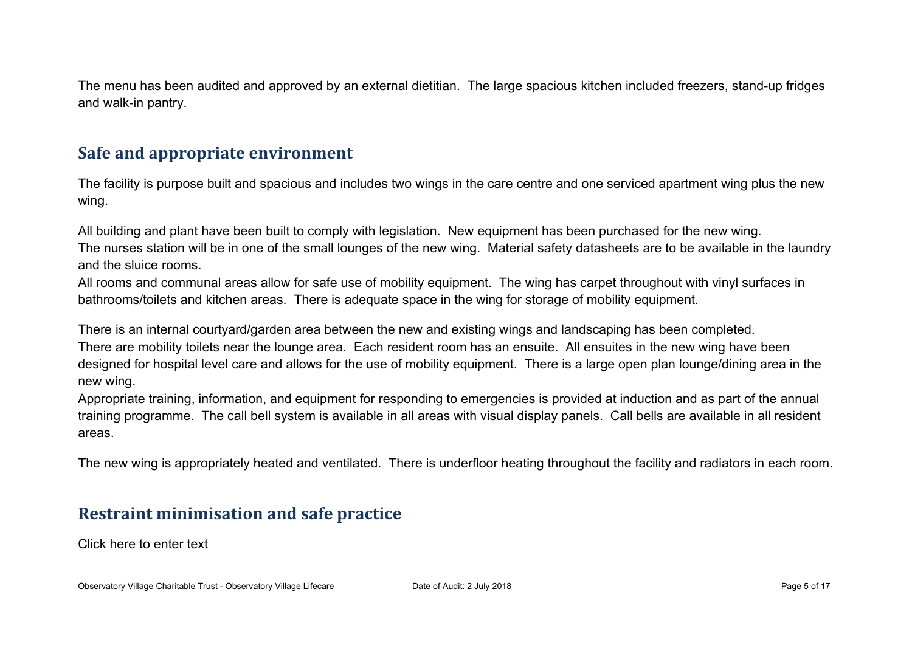The menu has been audited and approved by an external dietitian. The large spacious kitchen included freezers, stand-up fridges and walk-in pantry.

## Safe and appropriate environment

The facility is purpose built and spacious and includes two wings in the care centre and one serviced apartment wing plus the new wing.

All building and plant have been built to comply with legislation. New equipment has been purchased for the new wing.
The nurses station will be in one of the small lounges of the new wing. Material safety datasheets are to be available in the laundry and the sluice rooms.
All rooms and communal areas allow for safe use of mobility equipment. The wing has carpet throughout with vinyl surfaces in bathrooms/toilets and kitchen areas. There is adequate space in the wing for storage of mobility equipment.

There is an internal courtyard/garden area between the new and existing wings and landscaping has been completed.
There are mobility toilets near the lounge area. Each resident room has an ensuite. All ensuites in the new wing have been designed for hospital level care and allows for the use of mobility equipment. There is a large open plan lounge/dining area in the new wing.
Appropriate training, information, and equipment for responding to emergencies is provided at induction and as part of the annual training programme. The call bell system is available in all areas with visual display panels. Call bells are available in all resident areas.

The new wing is appropriately heated and ventilated. There is underfloor heating throughout the facility and radiators in each room.

## Restraint minimisation and safe practice

Click here to enter text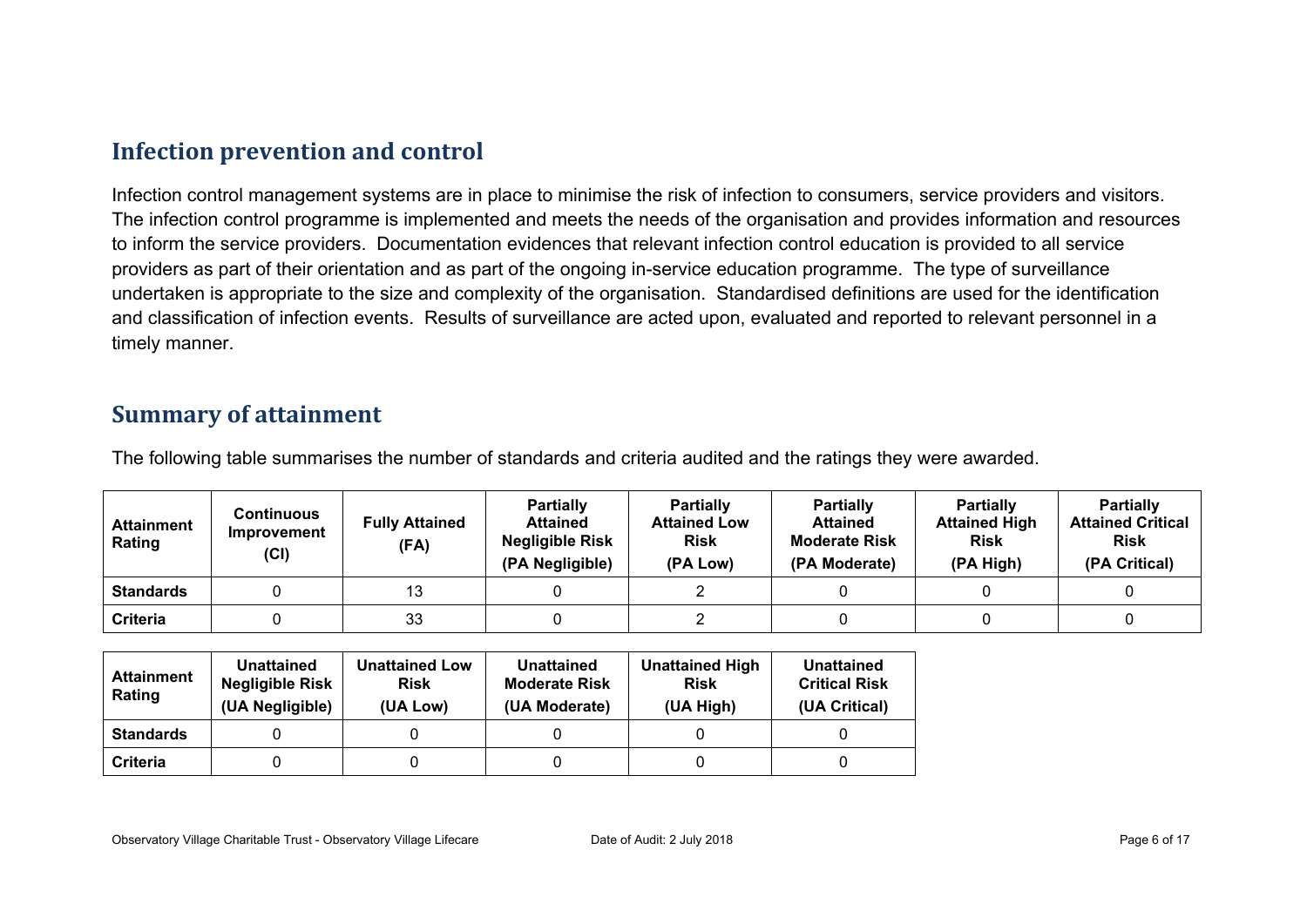## Infection prevention and control

Infection control management systems are in place to minimise the risk of infection to consumers, service providers and visitors. The infection control programme is implemented and meets the needs of the organisation and provides information and resources to inform the service providers. Documentation evidences that relevant infection control education is provided to all service providers as part of their orientation and as part of the ongoing in-service education programme. The type of surveillance undertaken is appropriate to the size and complexity of the organisation. Standardised definitions are used for the identification and classification of infection events. Results of surveillance are acted upon, evaluated and reported to relevant personnel in a timely manner.

## Summary of attainment

The following table summarises the number of standards and criteria audited and the ratings they were awarded.

| Attainment Rating | Continuous Improvement (CI) | Fully Attained (FA) | Partially Attained Negligible Risk (PA Negligible) | Partially Attained Low Risk (PA Low) | Partially Attained Moderate Risk (PA Moderate) | Partially Attained High Risk (PA High) | Partially Attained Critical Risk (PA Critical) |
|---|---|---|---|---|---|---|---|
| **Standards** | 0 | 13 | 0 | 2 | 0 | 0 | 0 |
| **Criteria** | 0 | 33 | 0 | 2 | 0 | 0 | 0 |

| Attainment Rating | Unattained Negligible Risk (UA Negligible) | Unattained Low Risk (UA Low) | Unattained Moderate Risk (UA Moderate) | Unattained High Risk (UA High) | Unattained Critical Risk (UA Critical) |
|---|---|---|---|---|---|
| **Standards** | 0 | 0 | 0 | 0 | 0 |
| **Criteria** | 0 | 0 | 0 | 0 | 0 |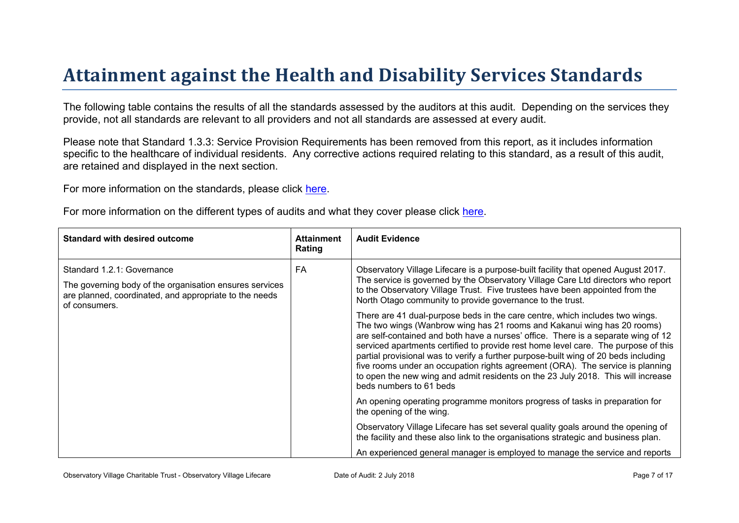# Attainment against the Health and Disability Services Standards

The following table contains the results of all the standards assessed by the auditors at this audit. Depending on the services they provide, not all standards are relevant to all providers and not all standards are assessed at every audit.

Please note that Standard 1.3.3: Service Provision Requirements has been removed from this report, as it includes information specific to the healthcare of individual residents. Any corrective actions required relating to this standard, as a result of this audit, are retained and displayed in the next section.

For more information on the standards, please click here.

For more information on the different types of audits and what they cover please click here.

| Standard with desired outcome | Attainment Rating | Audit Evidence |
|---|---|---|
| Standard 1.2.1: Governance<br><br>The governing body of the organisation ensures services are planned, coordinated, and appropriate to the needs of consumers. | FA | Observatory Village Lifecare is a purpose-built facility that opened August 2017. The service is governed by the Observatory Village Care Ltd directors who report to the Observatory Village Trust. Five trustees have been appointed from the North Otago community to provide governance to the trust.<br><br>There are 41 dual-purpose beds in the care centre, which includes two wings. The two wings (Wanbrow wing has 21 rooms and Kakanui wing has 20 rooms) are self-contained and both have a nurses' office. There is a separate wing of 12 serviced apartments certified to provide rest home level care. The purpose of this partial provisional was to verify a further purpose-built wing of 20 beds including five rooms under an occupation rights agreement (ORA). The service is planning to open the new wing and admit residents on the 23 July 2018. This will increase beds numbers to 61 beds<br><br>An opening operating programme monitors progress of tasks in preparation for the opening of the wing.<br><br>Observatory Village Lifecare has set several quality goals around the opening of the facility and these also link to the organisations strategic and business plan.<br><br>An experienced general manager is employed to manage the service and reports |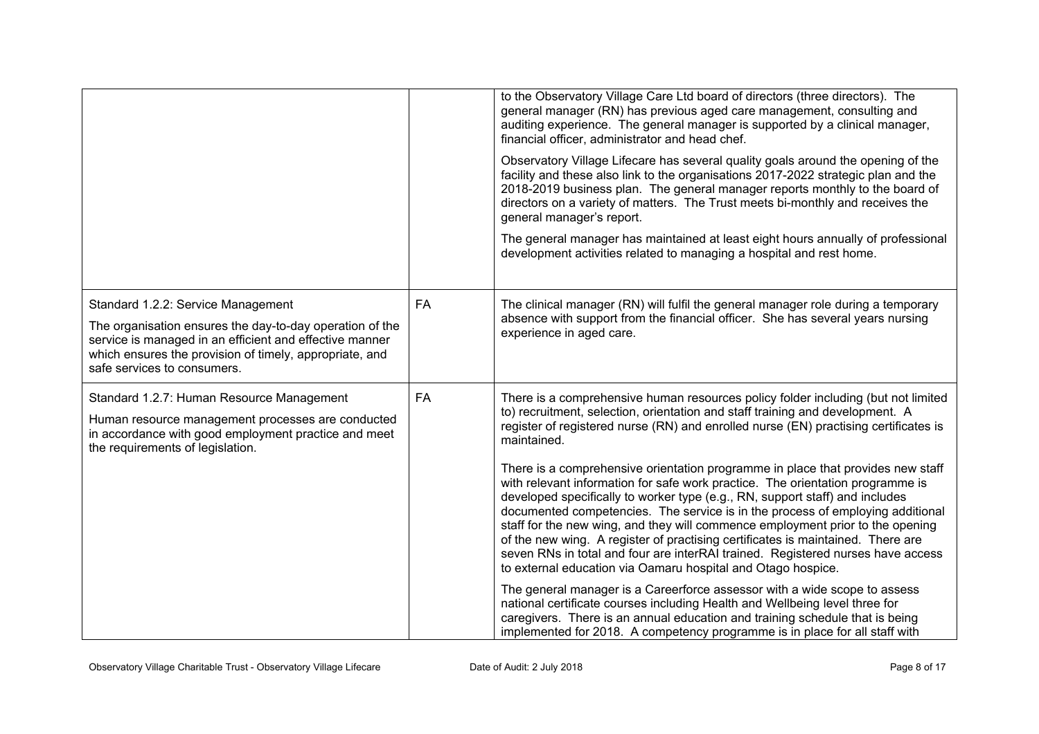| | | |
|---|---|---|
| | | to the Observatory Village Care Ltd board of directors (three directors). The general manager (RN) has previous aged care management, consulting and auditing experience. The general manager is supported by a clinical manager, financial officer, administrator and head chef.<br><br>Observatory Village Lifecare has several quality goals around the opening of the facility and these also link to the organisations 2017-2022 strategic plan and the 2018-2019 business plan. The general manager reports monthly to the board of directors on a variety of matters. The Trust meets bi-monthly and receives the general manager's report.<br><br>The general manager has maintained at least eight hours annually of professional development activities related to managing a hospital and rest home. |
| Standard 1.2.2: Service Management<br><br>The organisation ensures the day-to-day operation of the service is managed in an efficient and effective manner which ensures the provision of timely, appropriate, and safe services to consumers. | FA | The clinical manager (RN) will fulfil the general manager role during a temporary absence with support from the financial officer. She has several years nursing experience in aged care. |
| Standard 1.2.7: Human Resource Management<br><br>Human resource management processes are conducted in accordance with good employment practice and meet the requirements of legislation. | FA | There is a comprehensive human resources policy folder including (but not limited to) recruitment, selection, orientation and staff training and development. A register of registered nurse (RN) and enrolled nurse (EN) practising certificates is maintained.<br><br>There is a comprehensive orientation programme in place that provides new staff with relevant information for safe work practice. The orientation programme is developed specifically to worker type (e.g., RN, support staff) and includes documented competencies. The service is in the process of employing additional staff for the new wing, and they will commence employment prior to the opening of the new wing. A register of practising certificates is maintained. There are seven RNs in total and four are interRAI trained. Registered nurses have access to external education via Oamaru hospital and Otago hospice.<br><br>The general manager is a Careerforce assessor with a wide scope to assess national certificate courses including Health and Wellbeing level three for caregivers. There is an annual education and training schedule that is being implemented for 2018. A competency programme is in place for all staff with |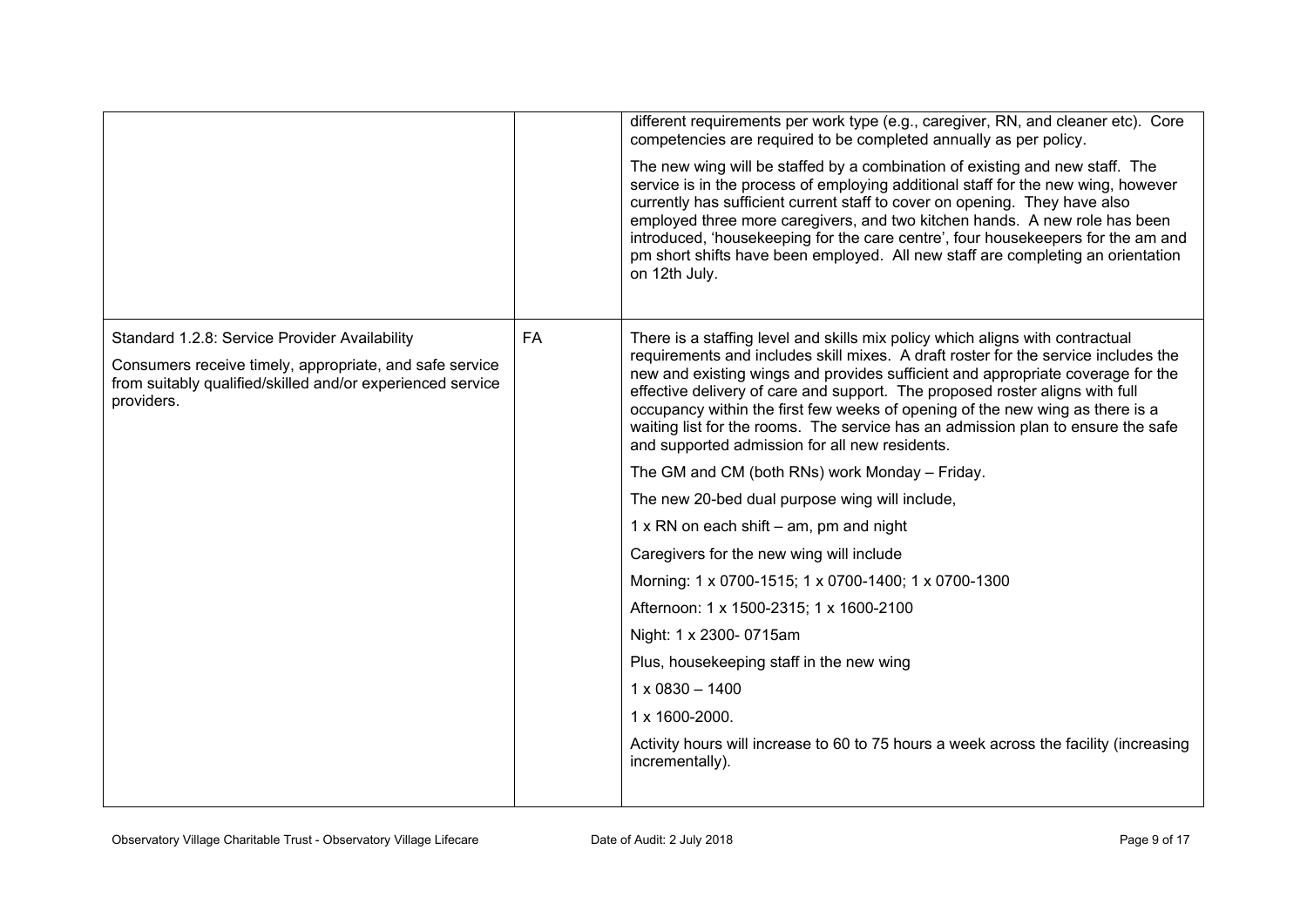| | | |
|---|---|---|
| | | different requirements per work type (e.g., caregiver, RN, and cleaner etc). Core competencies are required to be completed annually as per policy.<br><br>The new wing will be staffed by a combination of existing and new staff. The service is in the process of employing additional staff for the new wing, however currently has sufficient current staff to cover on opening. They have also employed three more caregivers, and two kitchen hands. A new role has been introduced, 'housekeeping for the care centre', four housekeepers for the am and pm short shifts have been employed. All new staff are completing an orientation on 12th July. |
| Standard 1.2.8: Service Provider Availability<br><br>Consumers receive timely, appropriate, and safe service from suitably qualified/skilled and/or experienced service providers. | FA | There is a staffing level and skills mix policy which aligns with contractual requirements and includes skill mixes. A draft roster for the service includes the new and existing wings and provides sufficient and appropriate coverage for the effective delivery of care and support. The proposed roster aligns with full occupancy within the first few weeks of opening of the new wing as there is a waiting list for the rooms. The service has an admission plan to ensure the safe and supported admission for all new residents.<br><br>The GM and CM (both RNs) work Monday – Friday.<br><br>The new 20-bed dual purpose wing will include,<br><br>1 x RN on each shift – am, pm and night<br><br>Caregivers for the new wing will include<br><br>Morning: 1 x 0700-1515; 1 x 0700-1400; 1 x 0700-1300<br><br>Afternoon: 1 x 1500-2315; 1 x 1600-2100<br><br>Night: 1 x 2300- 0715am<br><br>Plus, housekeeping staff in the new wing<br><br>1 x 0830 – 1400<br><br>1 x 1600-2000.<br><br>Activity hours will increase to 60 to 75 hours a week across the facility (increasing incrementally). |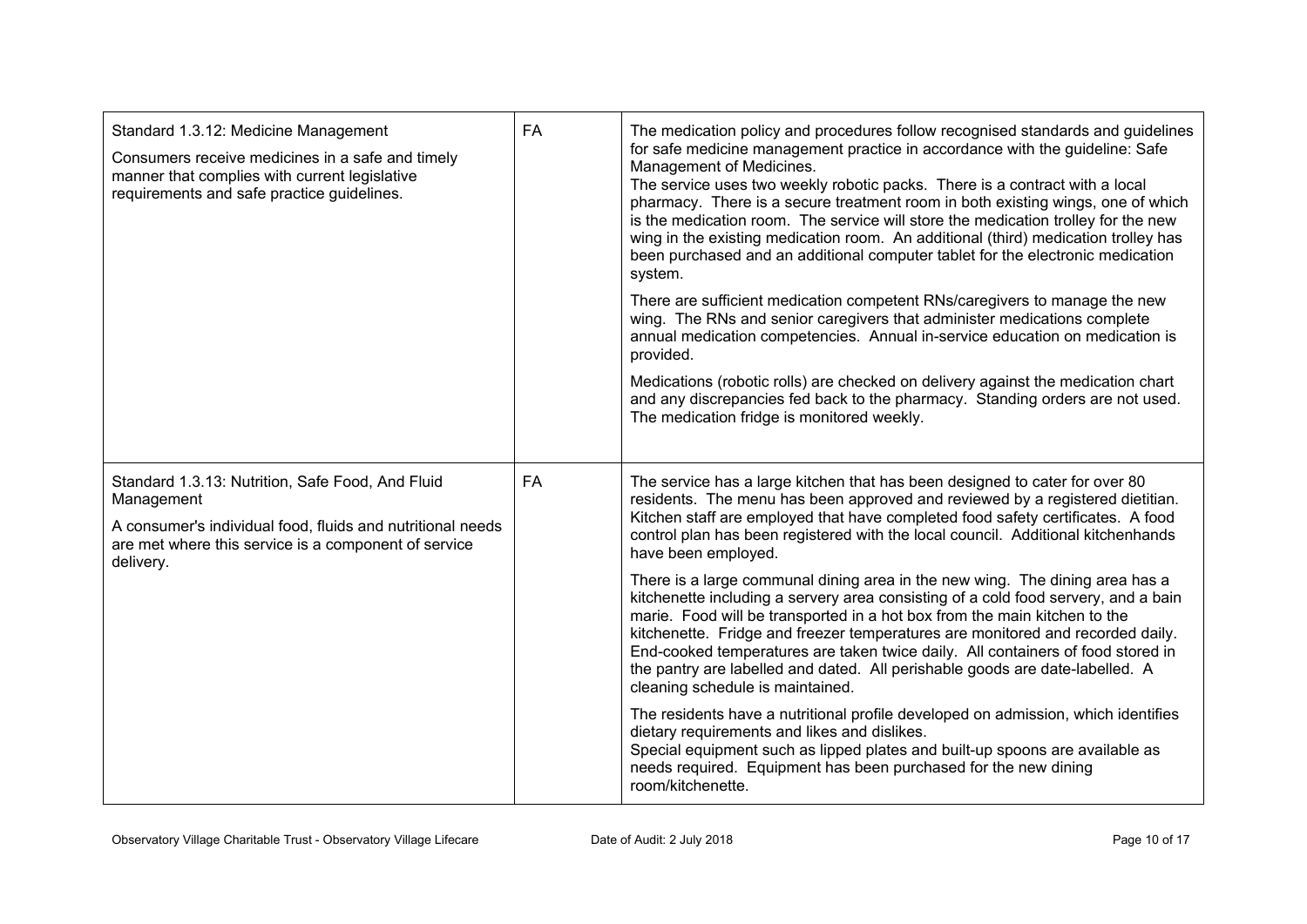| | | |
|---|---|---|
| Standard 1.3.12: Medicine Management<br><br>Consumers receive medicines in a safe and timely manner that complies with current legislative requirements and safe practice guidelines. | FA | The medication policy and procedures follow recognised standards and guidelines for safe medicine management practice in accordance with the guideline: Safe Management of Medicines.<br>The service uses two weekly robotic packs. There is a contract with a local pharmacy. There is a secure treatment room in both existing wings, one of which is the medication room. The service will store the medication trolley for the new wing in the existing medication room. An additional (third) medication trolley has been purchased and an additional computer tablet for the electronic medication system.<br><br>There are sufficient medication competent RNs/caregivers to manage the new wing. The RNs and senior caregivers that administer medications complete annual medication competencies. Annual in-service education on medication is provided.<br><br>Medications (robotic rolls) are checked on delivery against the medication chart and any discrepancies fed back to the pharmacy. Standing orders are not used. The medication fridge is monitored weekly. |
| Standard 1.3.13: Nutrition, Safe Food, And Fluid Management<br><br>A consumer's individual food, fluids and nutritional needs are met where this service is a component of service delivery. | FA | The service has a large kitchen that has been designed to cater for over 80 residents. The menu has been approved and reviewed by a registered dietitian. Kitchen staff are employed that have completed food safety certificates. A food control plan has been registered with the local council. Additional kitchenhands have been employed.<br><br>There is a large communal dining area in the new wing. The dining area has a kitchenette including a servery area consisting of a cold food servery, and a bain marie. Food will be transported in a hot box from the main kitchen to the kitchenette. Fridge and freezer temperatures are monitored and recorded daily. End-cooked temperatures are taken twice daily. All containers of food stored in the pantry are labelled and dated. All perishable goods are date-labelled. A cleaning schedule is maintained.<br><br>The residents have a nutritional profile developed on admission, which identifies dietary requirements and likes and dislikes.<br>Special equipment such as lipped plates and built-up spoons are available as needs required. Equipment has been purchased for the new dining room/kitchenette. |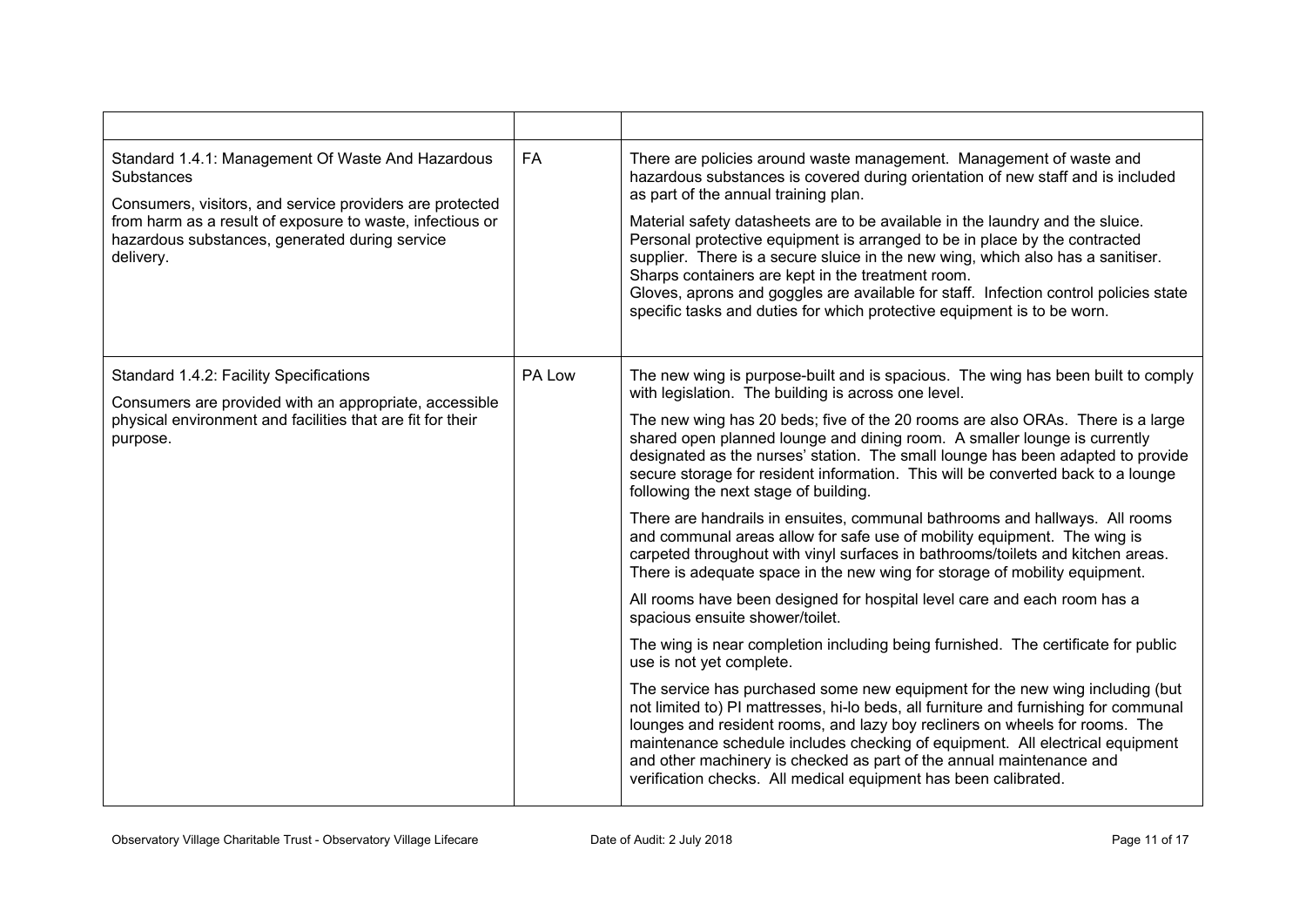| | | |
|---|---|---|
| Standard 1.4.1: Management Of Waste And Hazardous Substances<br><br>Consumers, visitors, and service providers are protected from harm as a result of exposure to waste, infectious or hazardous substances, generated during service delivery. | FA | There are policies around waste management. Management of waste and hazardous substances is covered during orientation of new staff and is included as part of the annual training plan.<br><br>Material safety datasheets are to be available in the laundry and the sluice. Personal protective equipment is arranged to be in place by the contracted supplier. There is a secure sluice in the new wing, which also has a sanitiser. Sharps containers are kept in the treatment room.<br>Gloves, aprons and goggles are available for staff. Infection control policies state specific tasks and duties for which protective equipment is to be worn. |
| Standard 1.4.2: Facility Specifications<br><br>Consumers are provided with an appropriate, accessible physical environment and facilities that are fit for their purpose. | PA Low | The new wing is purpose-built and is spacious. The wing has been built to comply with legislation. The building is across one level.<br><br>The new wing has 20 beds; five of the 20 rooms are also ORAs. There is a large shared open planned lounge and dining room. A smaller lounge is currently designated as the nurses' station. The small lounge has been adapted to provide secure storage for resident information. This will be converted back to a lounge following the next stage of building.<br><br>There are handrails in ensuites, communal bathrooms and hallways. All rooms and communal areas allow for safe use of mobility equipment. The wing is carpeted throughout with vinyl surfaces in bathrooms/toilets and kitchen areas. There is adequate space in the new wing for storage of mobility equipment.<br><br>All rooms have been designed for hospital level care and each room has a spacious ensuite shower/toilet.<br><br>The wing is near completion including being furnished. The certificate for public use is not yet complete.<br><br>The service has purchased some new equipment for the new wing including (but not limited to) PI mattresses, hi-lo beds, all furniture and furnishing for communal lounges and resident rooms, and lazy boy recliners on wheels for rooms. The maintenance schedule includes checking of equipment. All electrical equipment and other machinery is checked as part of the annual maintenance and verification checks. All medical equipment has been calibrated. |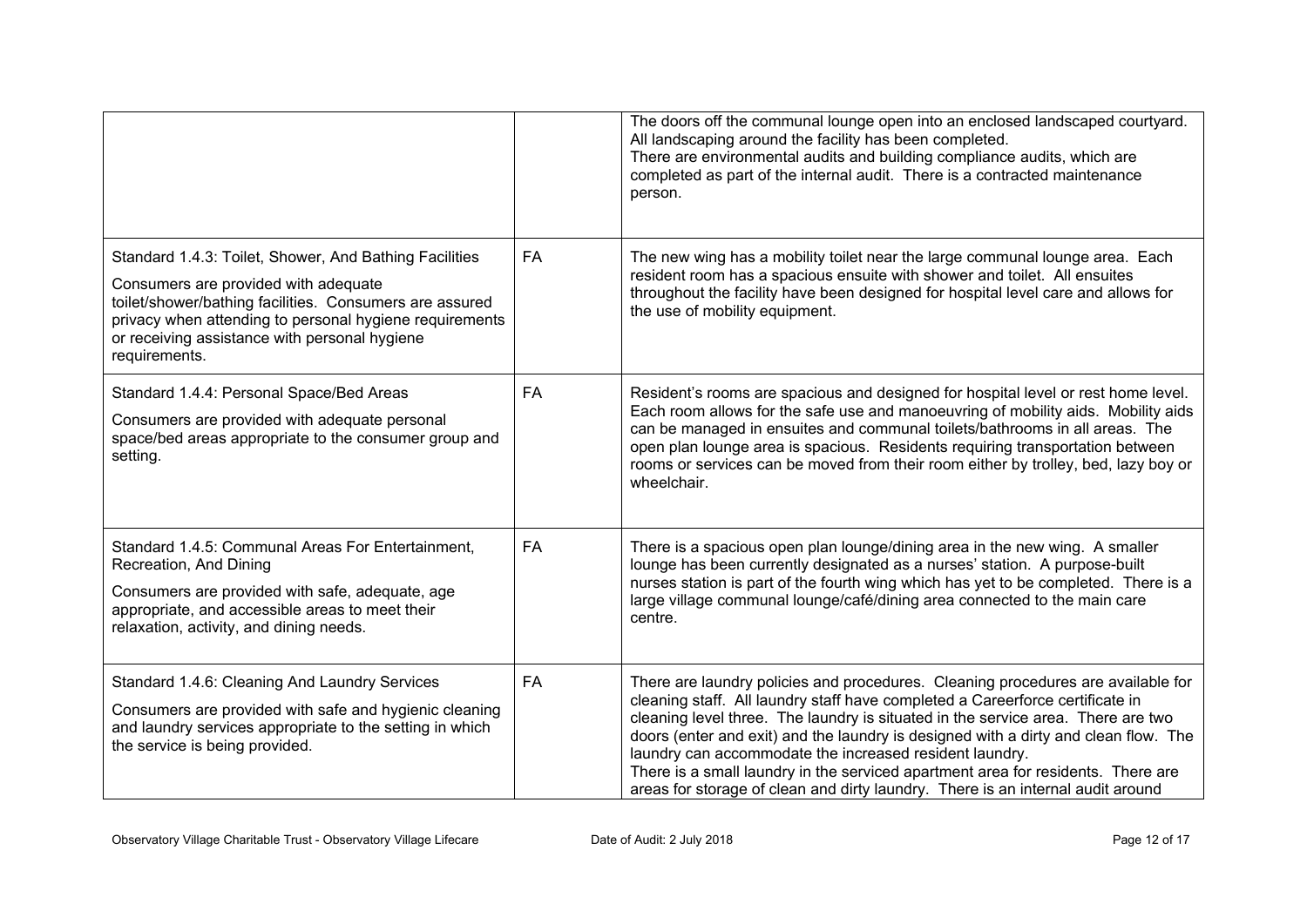| | | |
|---|---|---|
| | | The doors off the communal lounge open into an enclosed landscaped courtyard. All landscaping around the facility has been completed. There are environmental audits and building compliance audits, which are completed as part of the internal audit. There is a contracted maintenance person. |
| Standard 1.4.3: Toilet, Shower, And Bathing Facilities<br>Consumers are provided with adequate toilet/shower/bathing facilities. Consumers are assured privacy when attending to personal hygiene requirements or receiving assistance with personal hygiene requirements. | FA | The new wing has a mobility toilet near the large communal lounge area. Each resident room has a spacious ensuite with shower and toilet. All ensuites throughout the facility have been designed for hospital level care and allows for the use of mobility equipment. |
| Standard 1.4.4: Personal Space/Bed Areas<br>Consumers are provided with adequate personal space/bed areas appropriate to the consumer group and setting. | FA | Resident's rooms are spacious and designed for hospital level or rest home level. Each room allows for the safe use and manoeuvring of mobility aids. Mobility aids can be managed in ensuites and communal toilets/bathrooms in all areas. The open plan lounge area is spacious. Residents requiring transportation between rooms or services can be moved from their room either by trolley, bed, lazy boy or wheelchair. |
| Standard 1.4.5: Communal Areas For Entertainment, Recreation, And Dining<br>Consumers are provided with safe, adequate, age appropriate, and accessible areas to meet their relaxation, activity, and dining needs. | FA | There is a spacious open plan lounge/dining area in the new wing. A smaller lounge has been currently designated as a nurses' station. A purpose-built nurses station is part of the fourth wing which has yet to be completed. There is a large village communal lounge/café/dining area connected to the main care centre. |
| Standard 1.4.6: Cleaning And Laundry Services<br>Consumers are provided with safe and hygienic cleaning and laundry services appropriate to the setting in which the service is being provided. | FA | There are laundry policies and procedures. Cleaning procedures are available for cleaning staff. All laundry staff have completed a Careerforce certificate in cleaning level three. The laundry is situated in the service area. There are two doors (enter and exit) and the laundry is designed with a dirty and clean flow. The laundry can accommodate the increased resident laundry.<br>There is a small laundry in the serviced apartment area for residents. There are areas for storage of clean and dirty laundry. There is an internal audit around |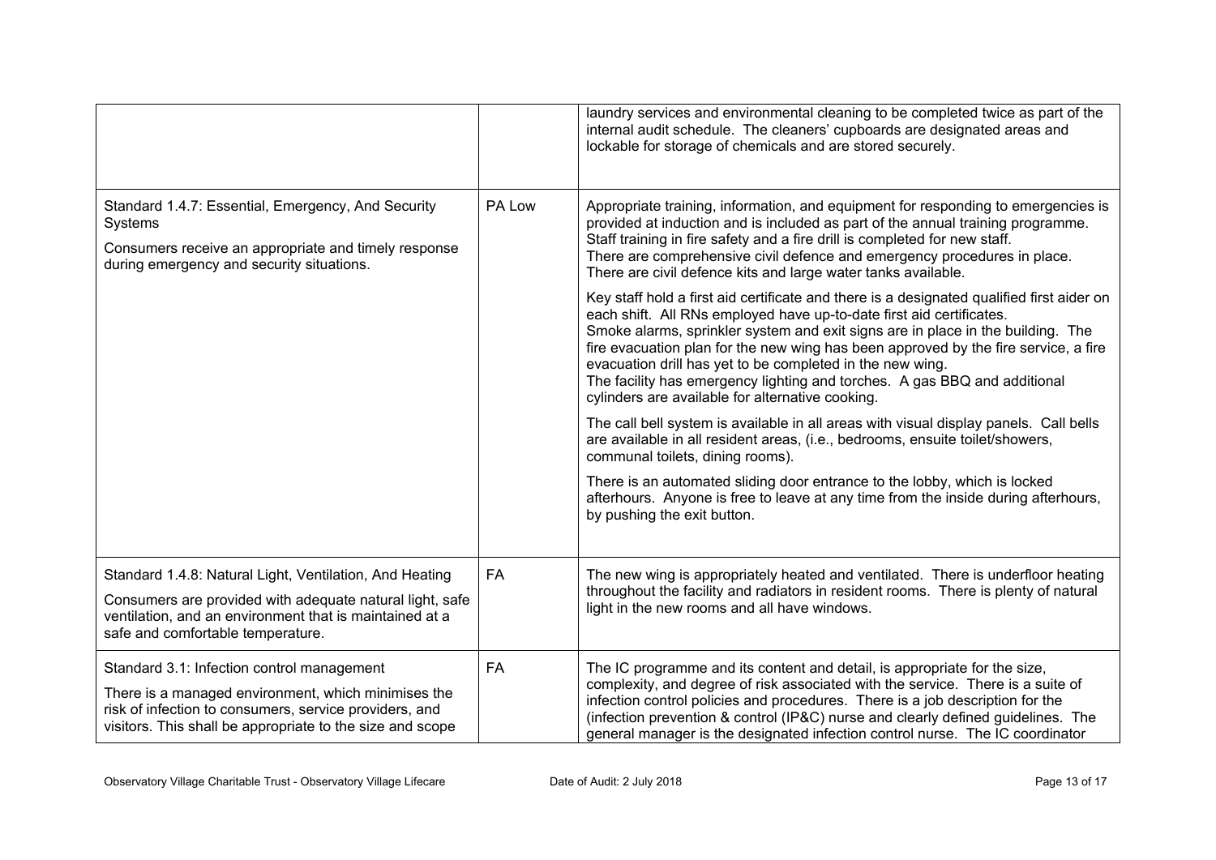| | | |
|---|---|---|
| | | laundry services and environmental cleaning to be completed twice as part of the internal audit schedule. The cleaners' cupboards are designated areas and lockable for storage of chemicals and are stored securely. |
| Standard 1.4.7: Essential, Emergency, And Security Systems<br><br>Consumers receive an appropriate and timely response during emergency and security situations. | PA Low | Appropriate training, information, and equipment for responding to emergencies is provided at induction and is included as part of the annual training programme. Staff training in fire safety and a fire drill is completed for new staff.<br>There are comprehensive civil defence and emergency procedures in place. There are civil defence kits and large water tanks available.<br><br>Key staff hold a first aid certificate and there is a designated qualified first aider on each shift. All RNs employed have up-to-date first aid certificates.<br>Smoke alarms, sprinkler system and exit signs are in place in the building. The fire evacuation plan for the new wing has been approved by the fire service, a fire evacuation drill has yet to be completed in the new wing.<br>The facility has emergency lighting and torches. A gas BBQ and additional cylinders are available for alternative cooking.<br><br>The call bell system is available in all areas with visual display panels. Call bells are available in all resident areas, (i.e., bedrooms, ensuite toilet/showers, communal toilets, dining rooms).<br><br>There is an automated sliding door entrance to the lobby, which is locked afterhours. Anyone is free to leave at any time from the inside during afterhours, by pushing the exit button. |
| Standard 1.4.8: Natural Light, Ventilation, And Heating<br><br>Consumers are provided with adequate natural light, safe ventilation, and an environment that is maintained at a safe and comfortable temperature. | FA | The new wing is appropriately heated and ventilated. There is underfloor heating throughout the facility and radiators in resident rooms. There is plenty of natural light in the new rooms and all have windows. |
| Standard 3.1: Infection control management<br><br>There is a managed environment, which minimises the risk of infection to consumers, service providers, and visitors. This shall be appropriate to the size and scope | FA | The IC programme and its content and detail, is appropriate for the size, complexity, and degree of risk associated with the service. There is a suite of infection control policies and procedures. There is a job description for the (infection prevention & control (IP&C) nurse and clearly defined guidelines. The general manager is the designated infection control nurse. The IC coordinator |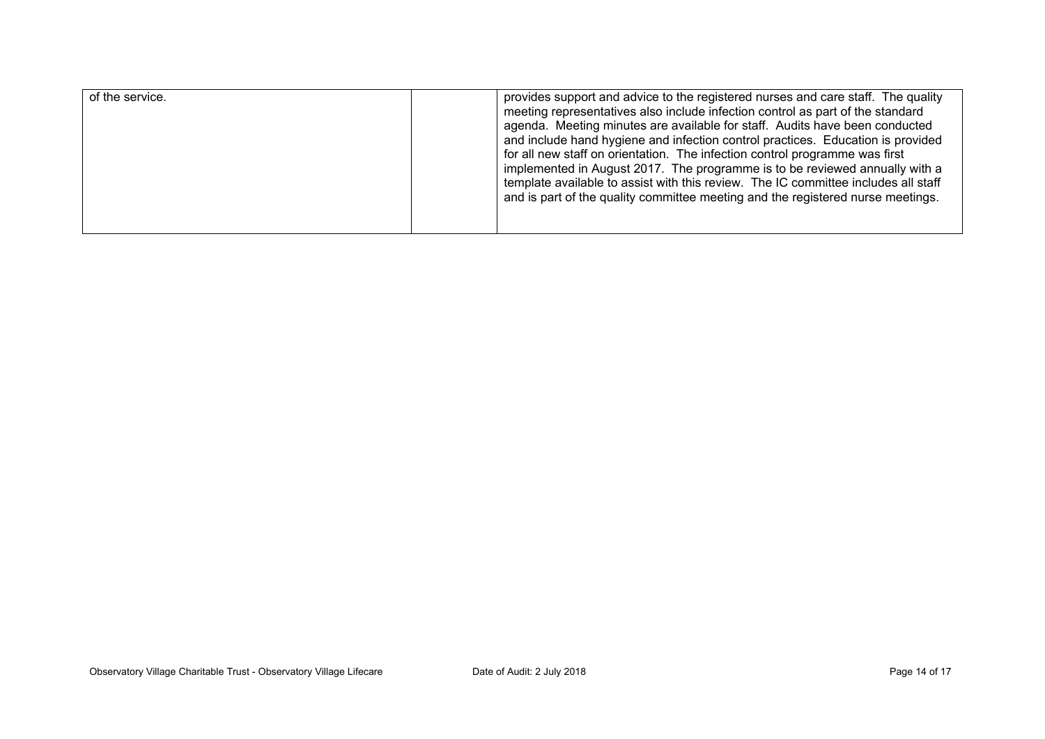| | | |
|---|---|---|
| of the service. | | provides support and advice to the registered nurses and care staff. The quality meeting representatives also include infection control as part of the standard agenda. Meeting minutes are available for staff. Audits have been conducted and include hand hygiene and infection control practices. Education is provided for all new staff on orientation. The infection control programme was first implemented in August 2017. The programme is to be reviewed annually with a template available to assist with this review. The IC committee includes all staff and is part of the quality committee meeting and the registered nurse meetings. |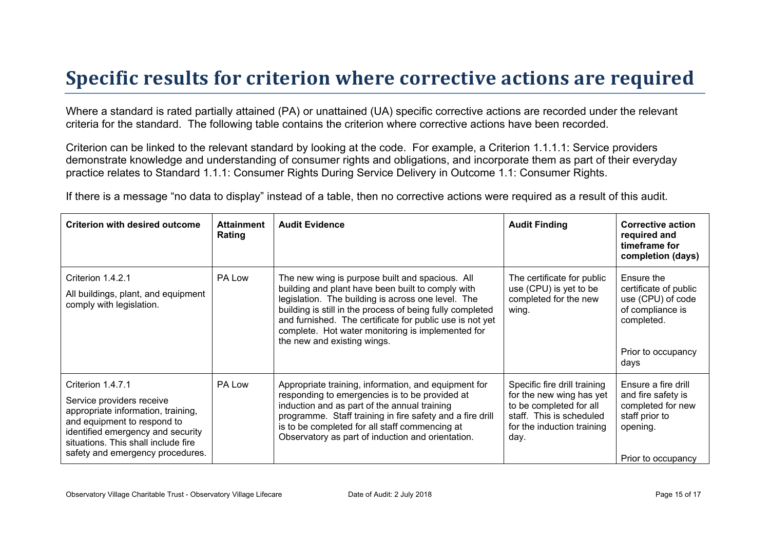# Specific results for criterion where corrective actions are required

Where a standard is rated partially attained (PA) or unattained (UA) specific corrective actions are recorded under the relevant criteria for the standard. The following table contains the criterion where corrective actions have been recorded.

Criterion can be linked to the relevant standard by looking at the code. For example, a Criterion 1.1.1.1: Service providers demonstrate knowledge and understanding of consumer rights and obligations, and incorporate them as part of their everyday practice relates to Standard 1.1.1: Consumer Rights During Service Delivery in Outcome 1.1: Consumer Rights.

If there is a message "no data to display" instead of a table, then no corrective actions were required as a result of this audit.

| Criterion with desired outcome | Attainment Rating | Audit Evidence | Audit Finding | Corrective action required and timeframe for completion (days) |
|---|---|---|---|---|
| Criterion 1.4.2.1<br>All buildings, plant, and equipment comply with legislation. | PA Low | The new wing is purpose built and spacious. All building and plant have been built to comply with legislation. The building is across one level. The building is still in the process of being fully completed and furnished. The certificate for public use is not yet complete. Hot water monitoring is implemented for the new and existing wings. | The certificate for public use (CPU) is yet to be completed for the new wing. | Ensure the certificate of public use (CPU) of code of compliance is completed.<br><br>Prior to occupancy days |
| Criterion 1.4.7.1<br>Service providers receive appropriate information, training, and equipment to respond to identified emergency and security situations. This shall include fire safety and emergency procedures. | PA Low | Appropriate training, information, and equipment for responding to emergencies is to be provided at induction and as part of the annual training programme. Staff training in fire safety and a fire drill is to be completed for all staff commencing at Observatory as part of induction and orientation. | Specific fire drill training for the new wing has yet to be completed for all staff. This is scheduled for the induction training day. | Ensure a fire drill and fire safety is completed for new staff prior to opening.<br><br>Prior to occupancy |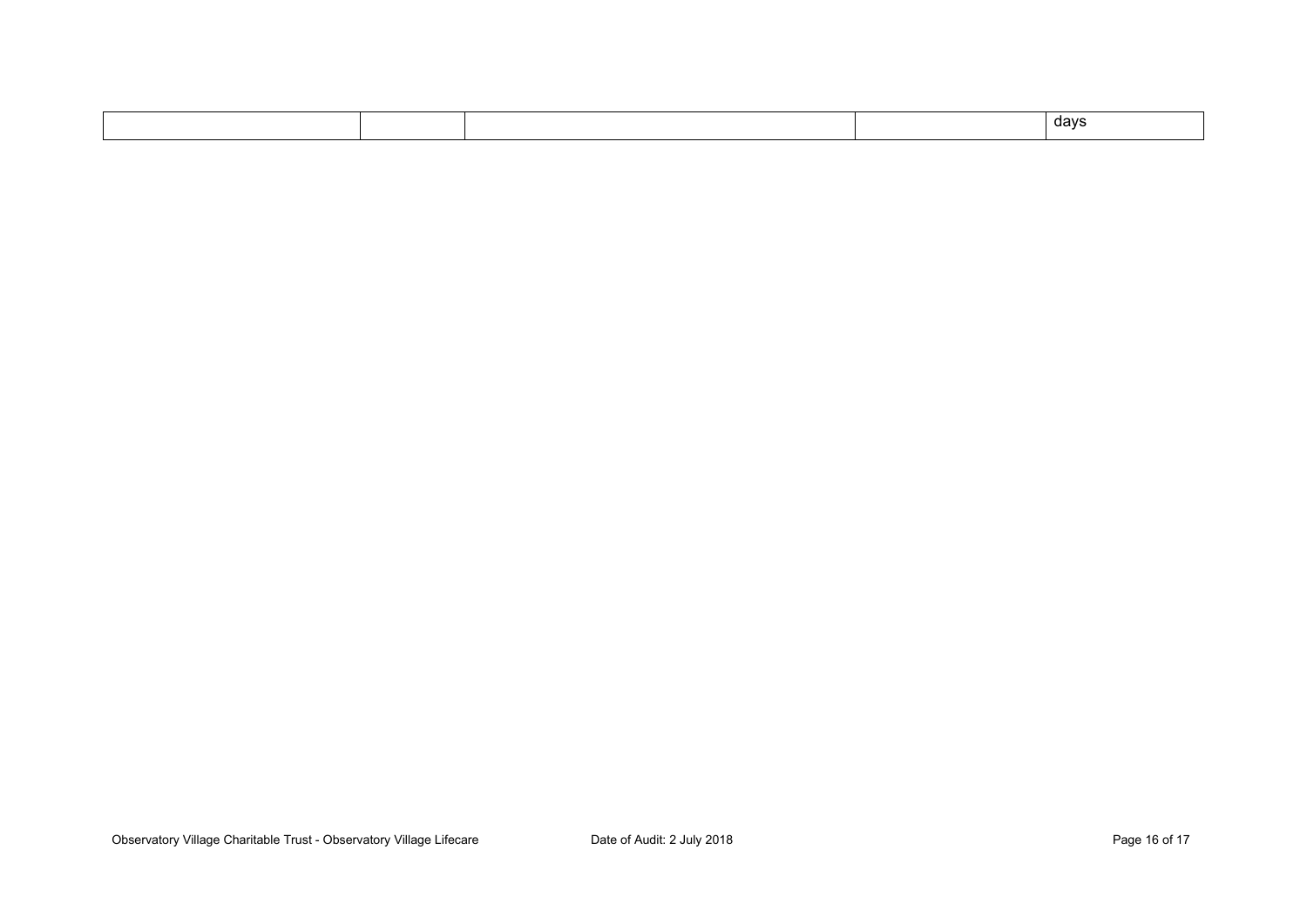| | | | | |
|---|---|---|---|---|
| | | | | days |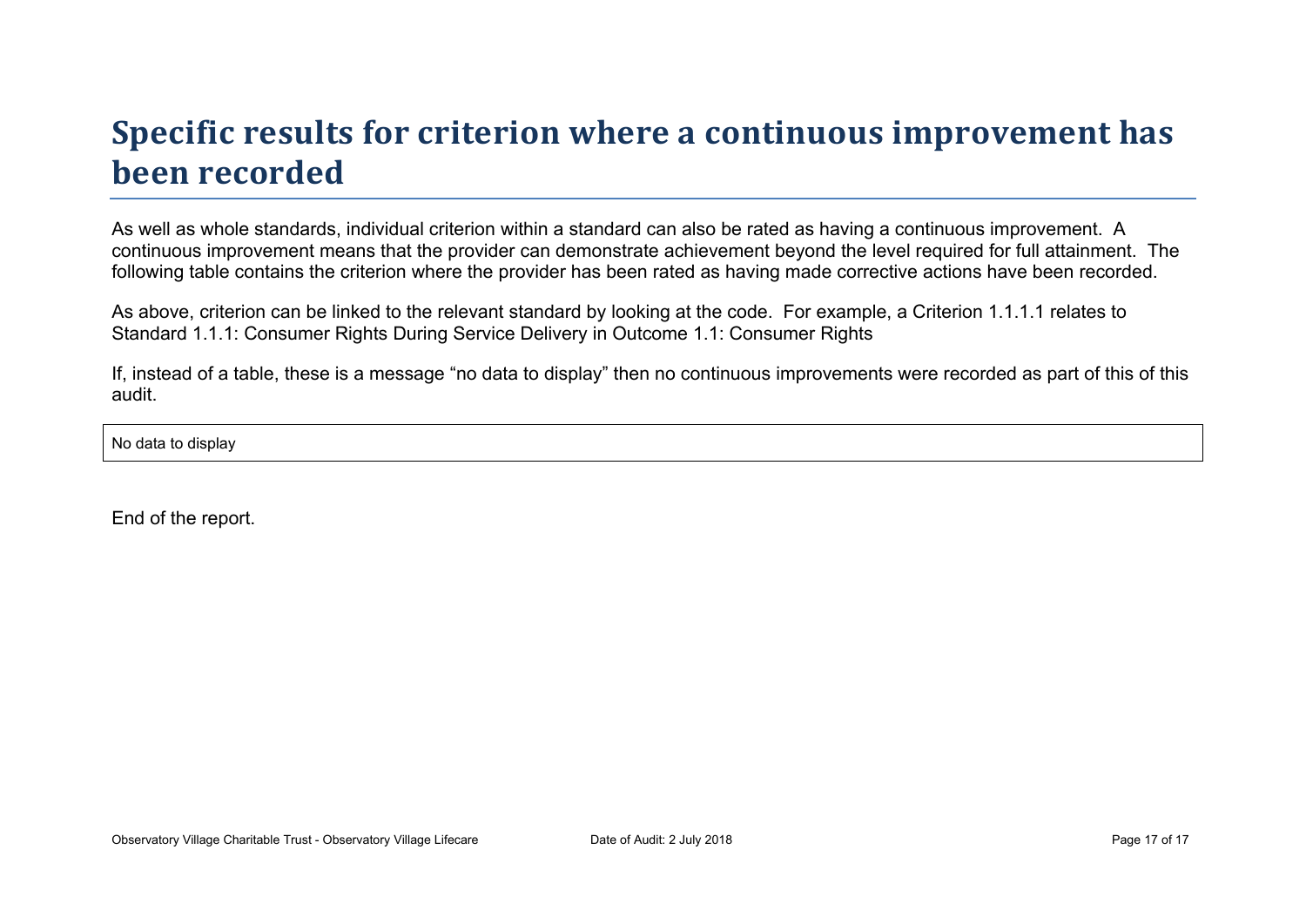# Specific results for criterion where a continuous improvement has been recorded

As well as whole standards, individual criterion within a standard can also be rated as having a continuous improvement. A continuous improvement means that the provider can demonstrate achievement beyond the level required for full attainment. The following table contains the criterion where the provider has been rated as having made corrective actions have been recorded.

As above, criterion can be linked to the relevant standard by looking at the code. For example, a Criterion 1.1.1.1 relates to Standard 1.1.1: Consumer Rights During Service Delivery in Outcome 1.1: Consumer Rights

If, instead of a table, these is a message "no data to display" then no continuous improvements were recorded as part of this of this audit.

| |
|---|
| No data to display |

End of the report.